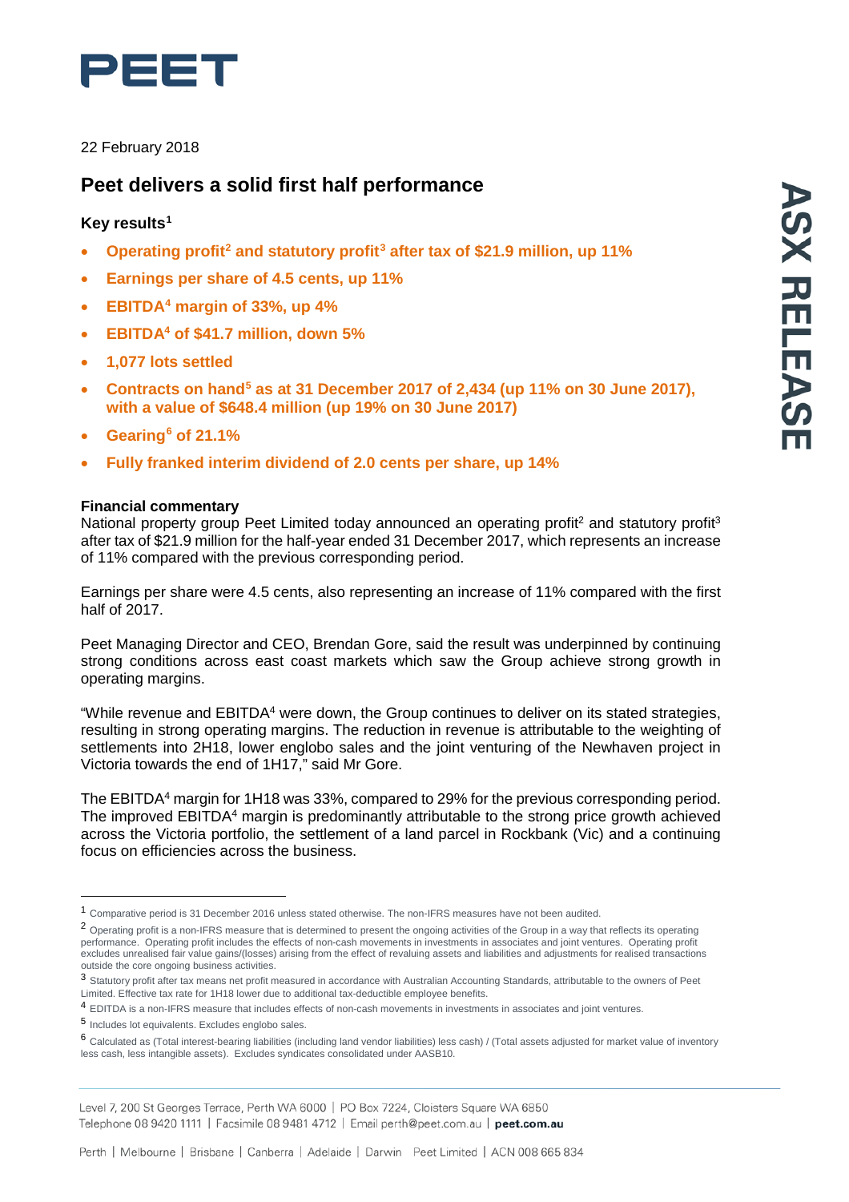PEET

22 February 2018

# Peet delivers a solid first half performance

### Key results[1]

- **Operating profit[2] and statutory profit[3] after tax of $21.9 million, up 11%**
- **Earnings per share of 4.5 cents, up 11%**
- **EBITDA[4] margin of 33%, up 4%**
- **EBITDA[4] of $41.7 million, down 5%**
- **1,077 lots settled**
- **Contracts on hand[5] as at 31 December 2017 of 2,434 (up 11% on 30 June 2017), with a value of $648.4 million (up 19% on 30 June 2017)**
- **Gearing[6] of 21.1%**
- **Fully franked interim dividend of 2.0 cents per share, up 14%**

**Financial commentary**

National property group Peet Limited today announced an operating profit[2] and statutory profit[3] after tax of $21.9 million for the half-year ended 31 December 2017, which represents an increase of 11% compared with the previous corresponding period.

Earnings per share were 4.5 cents, also representing an increase of 11% compared with the first half of 2017.

Peet Managing Director and CEO, Brendan Gore, said the result was underpinned by continuing strong conditions across east coast markets which saw the Group achieve strong growth in operating margins.

"While revenue and EBITDA[4] were down, the Group continues to deliver on its stated strategies, resulting in strong operating margins. The reduction in revenue is attributable to the weighting of settlements into 2H18, lower englobo sales and the joint venturing of the Newhaven project in Victoria towards the end of 1H17," said Mr Gore.

The EBITDA[4] margin for 1H18 was 33%, compared to 29% for the previous corresponding period. The improved EBITDA[4] margin is predominantly attributable to the strong price growth achieved across the Victoria portfolio, the settlement of a land parcel in Rockbank (Vic) and a continuing focus on efficiencies across the business.

---

[1] Comparative period is 31 December 2016 unless stated otherwise. The non-IFRS measures have not been audited.

[2] Operating profit is a non-IFRS measure that is determined to present the ongoing activities of the Group in a way that reflects its operating performance. Operating profit includes the effects of non-cash movements in investments in associates and joint ventures. Operating profit excludes unrealised fair value gains/(losses) arising from the effect of revaluing assets and liabilities and adjustments for realised transactions outside the core ongoing business activities.

[3] Statutory profit after tax means net profit measured in accordance with Australian Accounting Standards, attributable to the owners of Peet Limited. Effective tax rate for 1H18 lower due to additional tax-deductible employee benefits.

[4] EDITDA is a non-IFRS measure that includes effects of non-cash movements in investments in associates and joint ventures.

[5] Includes lot equivalents. Excludes englobo sales.

[6] Calculated as (Total interest-bearing liabilities (including land vendor liabilities) less cash) / (Total assets adjusted for market value of inventory less cash, less intangible assets). Excludes syndicates consolidated under AASB10.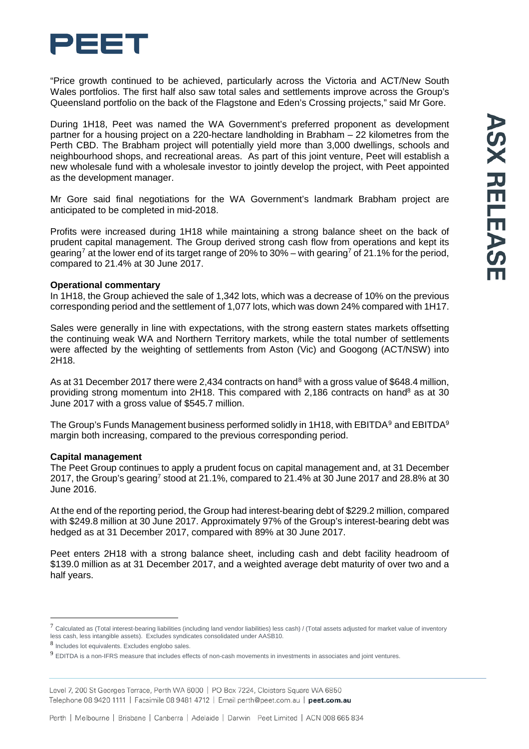"Price growth continued to be achieved, particularly across the Victoria and ACT/New South Wales portfolios. The first half also saw total sales and settlements improve across the Group's Queensland portfolio on the back of the Flagstone and Eden's Crossing projects," said Mr Gore.

During 1H18, Peet was named the WA Government's preferred proponent as development partner for a housing project on a 220-hectare landholding in Brabham – 22 kilometres from the Perth CBD. The Brabham project will potentially yield more than 3,000 dwellings, schools and neighbourhood shops, and recreational areas. As part of this joint venture, Peet will establish a new wholesale fund with a wholesale investor to jointly develop the project, with Peet appointed as the development manager.

Mr Gore said final negotiations for the WA Government's landmark Brabham project are anticipated to be completed in mid-2018.

Profits were increased during 1H18 while maintaining a strong balance sheet on the back of prudent capital management. The Group derived strong cash flow from operations and kept its gearing[7] at the lower end of its target range of 20% to 30% – with gearing[7] of 21.1% for the period, compared to 21.4% at 30 June 2017.

**Operational commentary**

In 1H18, the Group achieved the sale of 1,342 lots, which was a decrease of 10% on the previous corresponding period and the settlement of 1,077 lots, which was down 24% compared with 1H17.

Sales were generally in line with expectations, with the strong eastern states markets offsetting the continuing weak WA and Northern Territory markets, while the total number of settlements were affected by the weighting of settlements from Aston (Vic) and Googong (ACT/NSW) into 2H18.

As at 31 December 2017 there were 2,434 contracts on hand[8] with a gross value of $648.4 million, providing strong momentum into 2H18. This compared with 2,186 contracts on hand[8] as at 30 June 2017 with a gross value of $545.7 million.

The Group's Funds Management business performed solidly in 1H18, with EBITDA[9] and EBITDA[9] margin both increasing, compared to the previous corresponding period.

**Capital management**

The Peet Group continues to apply a prudent focus on capital management and, at 31 December 2017, the Group's gearing[7] stood at 21.1%, compared to 21.4% at 30 June 2017 and 28.8% at 30 June 2016.

At the end of the reporting period, the Group had interest-bearing debt of $229.2 million, compared with $249.8 million at 30 June 2017. Approximately 97% of the Group's interest-bearing debt was hedged as at 31 December 2017, compared with 89% at 30 June 2017.

Peet enters 2H18 with a strong balance sheet, including cash and debt facility headroom of $139.0 million as at 31 December 2017, and a weighted average debt maturity of over two and a half years.

---

[7] Calculated as (Total interest-bearing liabilities (including land vendor liabilities) less cash) / (Total assets adjusted for market value of inventory less cash, less intangible assets). Excludes syndicates consolidated under AASB10.

[8] Includes lot equivalents. Excludes englobo sales.

[9] EDITDA is a non-IFRS measure that includes effects of non-cash movements in investments in associates and joint ventures.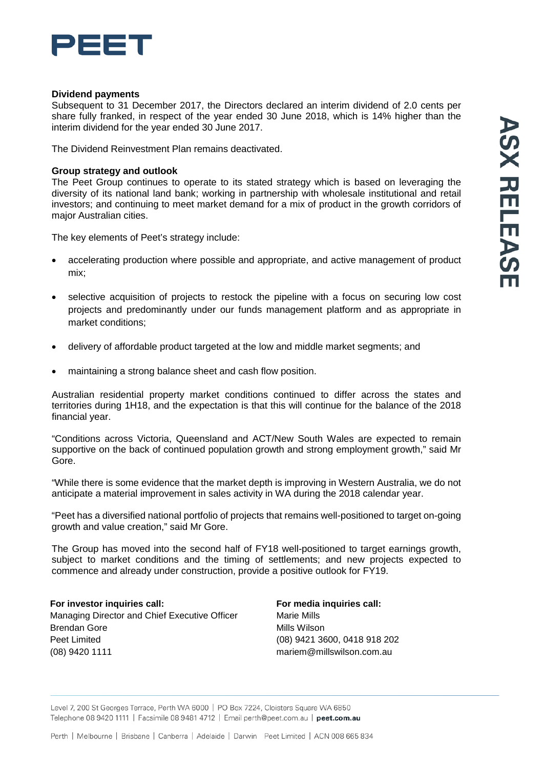**Dividend payments**

Subsequent to 31 December 2017, the Directors declared an interim dividend of 2.0 cents per share fully franked, in respect of the year ended 30 June 2018, which is 14% higher than the interim dividend for the year ended 30 June 2017.

The Dividend Reinvestment Plan remains deactivated.

**Group strategy and outlook**

The Peet Group continues to operate to its stated strategy which is based on leveraging the diversity of its national land bank; working in partnership with wholesale institutional and retail investors; and continuing to meet market demand for a mix of product in the growth corridors of major Australian cities.

The key elements of Peet's strategy include:

- accelerating production where possible and appropriate, and active management of product mix;
- selective acquisition of projects to restock the pipeline with a focus on securing low cost projects and predominantly under our funds management platform and as appropriate in market conditions;
- delivery of affordable product targeted at the low and middle market segments; and
- maintaining a strong balance sheet and cash flow position.

Australian residential property market conditions continued to differ across the states and territories during 1H18, and the expectation is that this will continue for the balance of the 2018 financial year.

"Conditions across Victoria, Queensland and ACT/New South Wales are expected to remain supportive on the back of continued population growth and strong employment growth," said Mr Gore.

"While there is some evidence that the market depth is improving in Western Australia, we do not anticipate a material improvement in sales activity in WA during the 2018 calendar year.

"Peet has a diversified national portfolio of projects that remains well-positioned to target on-going growth and value creation," said Mr Gore.

The Group has moved into the second half of FY18 well-positioned to target earnings growth, subject to market conditions and the timing of settlements; and new projects expected to commence and already under construction, provide a positive outlook for FY19.

**For investor inquiries call:**
Managing Director and Chief Executive Officer
Brendan Gore
Peet Limited
(08) 9420 1111

**For media inquiries call:**
Marie Mills
Mills Wilson
(08) 9421 3600, 0418 918 202
mariem@millswilson.com.au